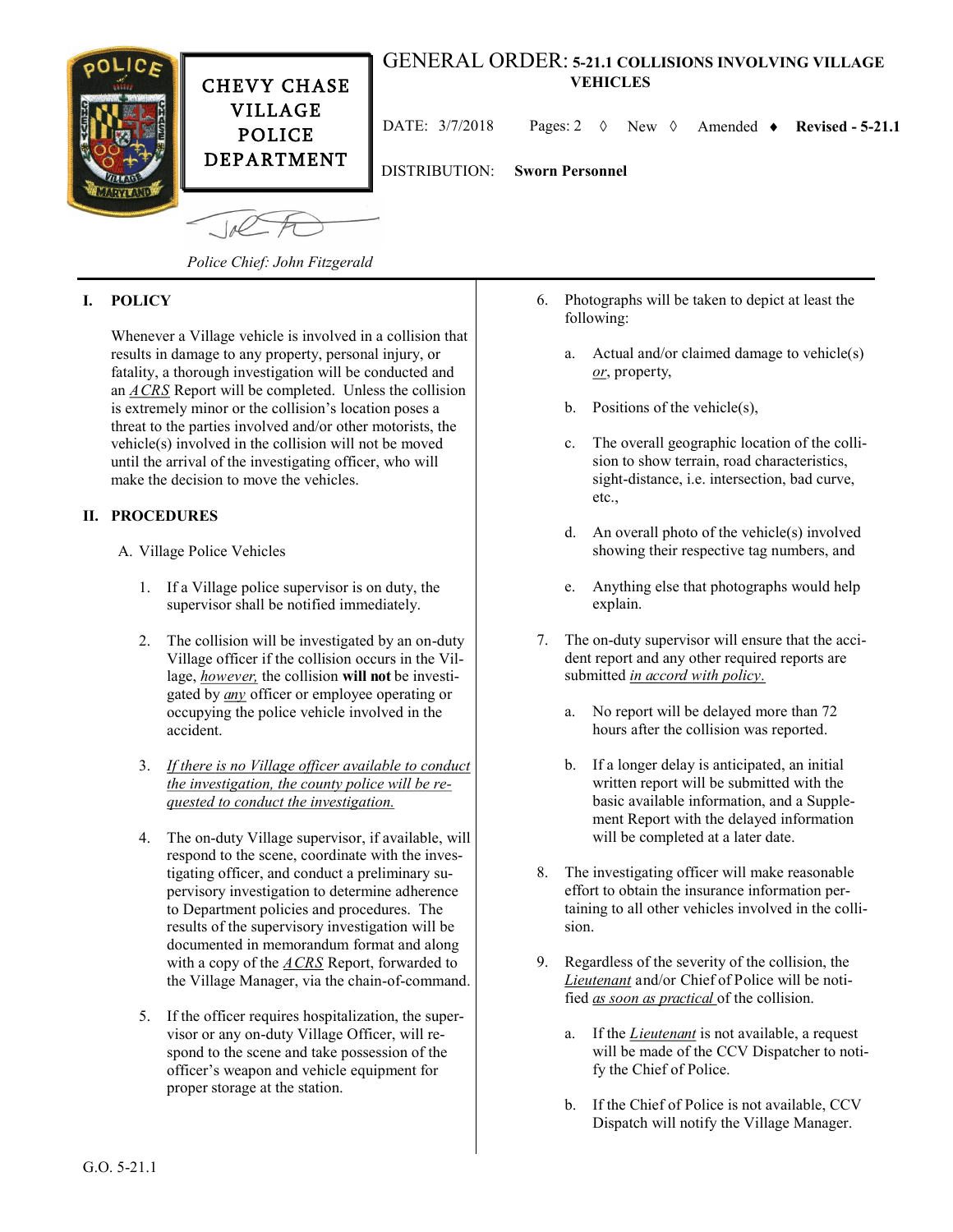CHEVY CHASE VILLAGE POLICE DEPARTMENT

# GENERAL ORDER: 5-21.1 COLLISIONS INVOLVING VILLAGE VEHICLES

DATE: 3/7/2018    Pages: 2  ◊ New  ◊ Amended  ♦ **Revised - 5-21.1**

DISTRIBUTION: **Sworn Personnel**

*Police Chief: John Fitzgerald*

## I. POLICY

Whenever a Village vehicle is involved in a collision that results in damage to any property, personal injury, or fatality, a thorough investigation will be conducted and an *ACRS* Report will be completed. Unless the collision is extremely minor or the collision's location poses a threat to the parties involved and/or other motorists, the vehicle(s) involved in the collision will not be moved until the arrival of the investigating officer, who will make the decision to move the vehicles.

## II. PROCEDURES

A. Village Police Vehicles

1. If a Village police supervisor is on duty, the supervisor shall be notified immediately.

2. The collision will be investigated by an on-duty Village officer if the collision occurs in the Village, *however,* the collision **will not** be investigated by *any* officer or employee operating or occupying the police vehicle involved in the accident.

3. *If there is no Village officer available to conduct the investigation, the county police will be requested to conduct the investigation.*

4. The on-duty Village supervisor, if available, will respond to the scene, coordinate with the investigating officer, and conduct a preliminary supervisory investigation to determine adherence to Department policies and procedures. The results of the supervisory investigation will be documented in memorandum format and along with a copy of the *ACRS* Report, forwarded to the Village Manager, via the chain-of-command.

5. If the officer requires hospitalization, the supervisor or any on-duty Village Officer, will respond to the scene and take possession of the officer's weapon and vehicle equipment for proper storage at the station.

6. Photographs will be taken to depict at least the following:

   a. Actual and/or claimed damage to vehicle(s) *or*, property,

   b. Positions of the vehicle(s),

   c. The overall geographic location of the collision to show terrain, road characteristics, sight-distance, i.e. intersection, bad curve, etc.,

   d. An overall photo of the vehicle(s) involved showing their respective tag numbers, and

   e. Anything else that photographs would help explain.

7. The on-duty supervisor will ensure that the accident report and any other required reports are submitted *in accord with policy*.

   a. No report will be delayed more than 72 hours after the collision was reported.

   b. If a longer delay is anticipated, an initial written report will be submitted with the basic available information, and a Supplement Report with the delayed information will be completed at a later date.

8. The investigating officer will make reasonable effort to obtain the insurance information pertaining to all other vehicles involved in the collision.

9. Regardless of the severity of the collision, the *Lieutenant* and/or Chief of Police will be notified *as soon as practical* of the collision.

   a. If the *Lieutenant* is not available, a request will be made of the CCV Dispatcher to notify the Chief of Police.

   b. If the Chief of Police is not available, CCV Dispatch will notify the Village Manager.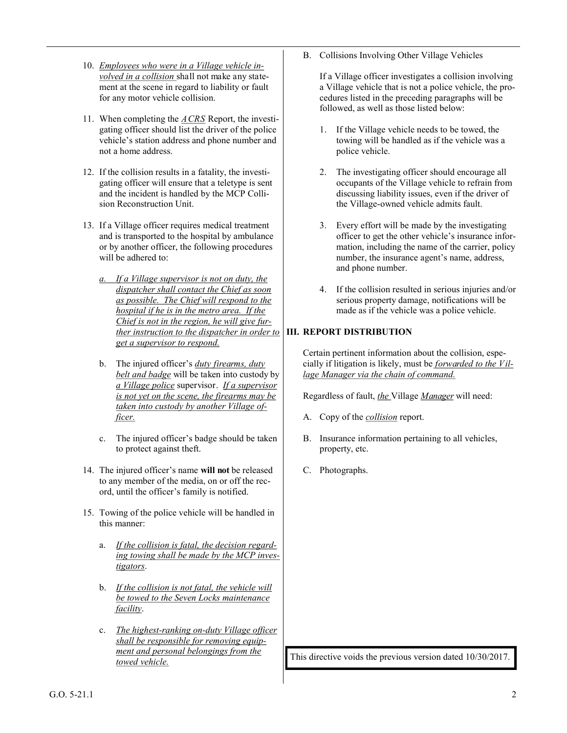10. *Employees who were in a Village vehicle involved in a collision* shall not make any statement at the scene in regard to liability or fault for any motor vehicle collision.

11. When completing the *ACRS* Report, the investigating officer should list the driver of the police vehicle's station address and phone number and not a home address.

12. If the collision results in a fatality, the investigating officer will ensure that a teletype is sent and the incident is handled by the MCP Collision Reconstruction Unit.

13. If a Village officer requires medical treatment and is transported to the hospital by ambulance or by another officer, the following procedures will be adhered to:

    a. *If a Village supervisor is not on duty, the dispatcher shall contact the Chief as soon as possible. The Chief will respond to the hospital if he is in the metro area. If the Chief is not in the region, he will give further instruction to the dispatcher in order to get a supervisor to respond.*

    b. The injured officer's *duty firearms, duty belt and badge* will be taken into custody by *a Village police* supervisor. *If a supervisor is not yet on the scene, the firearms may be taken into custody by another Village officer.*

    c. The injured officer's badge should be taken to protect against theft.

14. The injured officer's name **will not** be released to any member of the media, on or off the record, until the officer's family is notified.

15. Towing of the police vehicle will be handled in this manner:

    a. *If the collision is fatal, the decision regarding towing shall be made by the MCP investigators*.

    b. *If the collision is not fatal, the vehicle will be towed to the Seven Locks maintenance facility*.

    c. *The highest-ranking on-duty Village officer shall be responsible for removing equipment and personal belongings from the towed vehicle.*

B. Collisions Involving Other Village Vehicles

If a Village officer investigates a collision involving a Village vehicle that is not a police vehicle, the procedures listed in the preceding paragraphs will be followed, as well as those listed below:

1. If the Village vehicle needs to be towed, the towing will be handled as if the vehicle was a police vehicle.

2. The investigating officer should encourage all occupants of the Village vehicle to refrain from discussing liability issues, even if the driver of the Village-owned vehicle admits fault.

3. Every effort will be made by the investigating officer to get the other vehicle's insurance information, including the name of the carrier, policy number, the insurance agent's name, address, and phone number.

4. If the collision resulted in serious injuries and/or serious property damage, notifications will be made as if the vehicle was a police vehicle.

## III. REPORT DISTRIBUTION

Certain pertinent information about the collision, especially if litigation is likely, must be *forwarded to the Village Manager via the chain of command.*

Regardless of fault, *the* Village *Manager* will need:

A. Copy of the *collision* report.

B. Insurance information pertaining to all vehicles, property, etc.

C. Photographs.

This directive voids the previous version dated 10/30/2017.